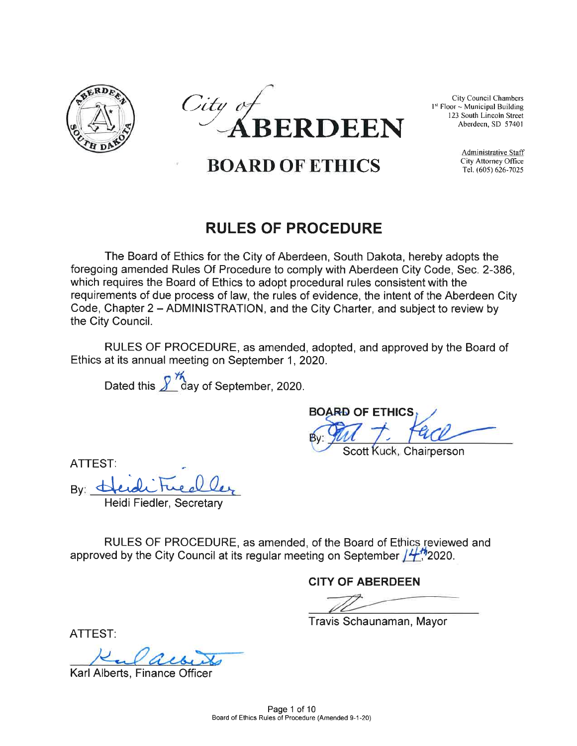City of
# ABERDEEN

# BOARD OF ETHICS

City Council Chambers
1st Floor ~ Municipal Building
123 South Lincoln Street
Aberdeen, SD 57401

Administrative Staff
City Attorney Office
Tel. (605) 626-7025

## RULES OF PROCEDURE

The Board of Ethics for the City of Aberdeen, South Dakota, hereby adopts the foregoing amended Rules Of Procedure to comply with Aberdeen City Code, Sec. 2-386, which requires the Board of Ethics to adopt procedural rules consistent with the requirements of due process of law, the rules of evidence, the intent of the Aberdeen City Code, Chapter 2 – ADMINISTRATION, and the City Charter, and subject to review by the City Council.

RULES OF PROCEDURE, as amended, adopted, and approved by the Board of Ethics at its annual meeting on September 1, 2020.

Dated this 8th day of September, 2020.

**BOARD OF ETHICS**

By: ______________________
Scott Kuck, Chairperson

ATTEST:

By: ______________________
Heidi Fiedler, Secretary

RULES OF PROCEDURE, as amended, of the Board of Ethics reviewed and approved by the City Council at its regular meeting on September 14th 2020.

**CITY OF ABERDEEN**

______________________
Travis Schaunaman, Mayor

ATTEST:

______________________
Karl Alberts, Finance Officer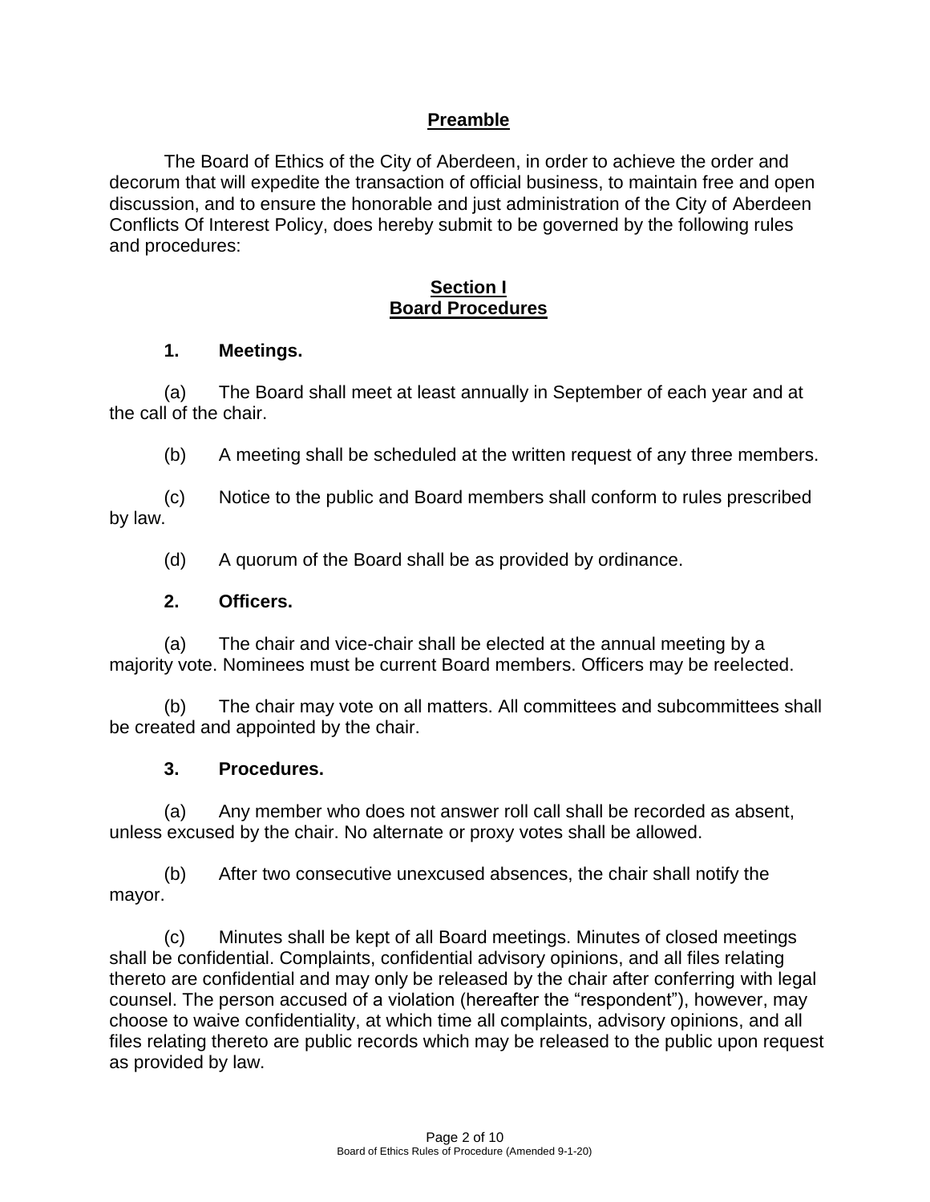## Preamble

The Board of Ethics of the City of Aberdeen, in order to achieve the order and decorum that will expedite the transaction of official business, to maintain free and open discussion, and to ensure the honorable and just administration of the City of Aberdeen Conflicts Of Interest Policy, does hereby submit to be governed by the following rules and procedures:

## Section I
## Board Procedures

### 1. Meetings.

(a) The Board shall meet at least annually in September of each year and at the call of the chair.

(b) A meeting shall be scheduled at the written request of any three members.

(c) Notice to the public and Board members shall conform to rules prescribed by law.

(d) A quorum of the Board shall be as provided by ordinance.

### 2. Officers.

(a) The chair and vice-chair shall be elected at the annual meeting by a majority vote. Nominees must be current Board members. Officers may be reelected.

(b) The chair may vote on all matters. All committees and subcommittees shall be created and appointed by the chair.

### 3. Procedures.

(a) Any member who does not answer roll call shall be recorded as absent, unless excused by the chair. No alternate or proxy votes shall be allowed.

(b) After two consecutive unexcused absences, the chair shall notify the mayor.

(c) Minutes shall be kept of all Board meetings. Minutes of closed meetings shall be confidential. Complaints, confidential advisory opinions, and all files relating thereto are confidential and may only be released by the chair after conferring with legal counsel. The person accused of a violation (hereafter the "respondent"), however, may choose to waive confidentiality, at which time all complaints, advisory opinions, and all files relating thereto are public records which may be released to the public upon request as provided by law.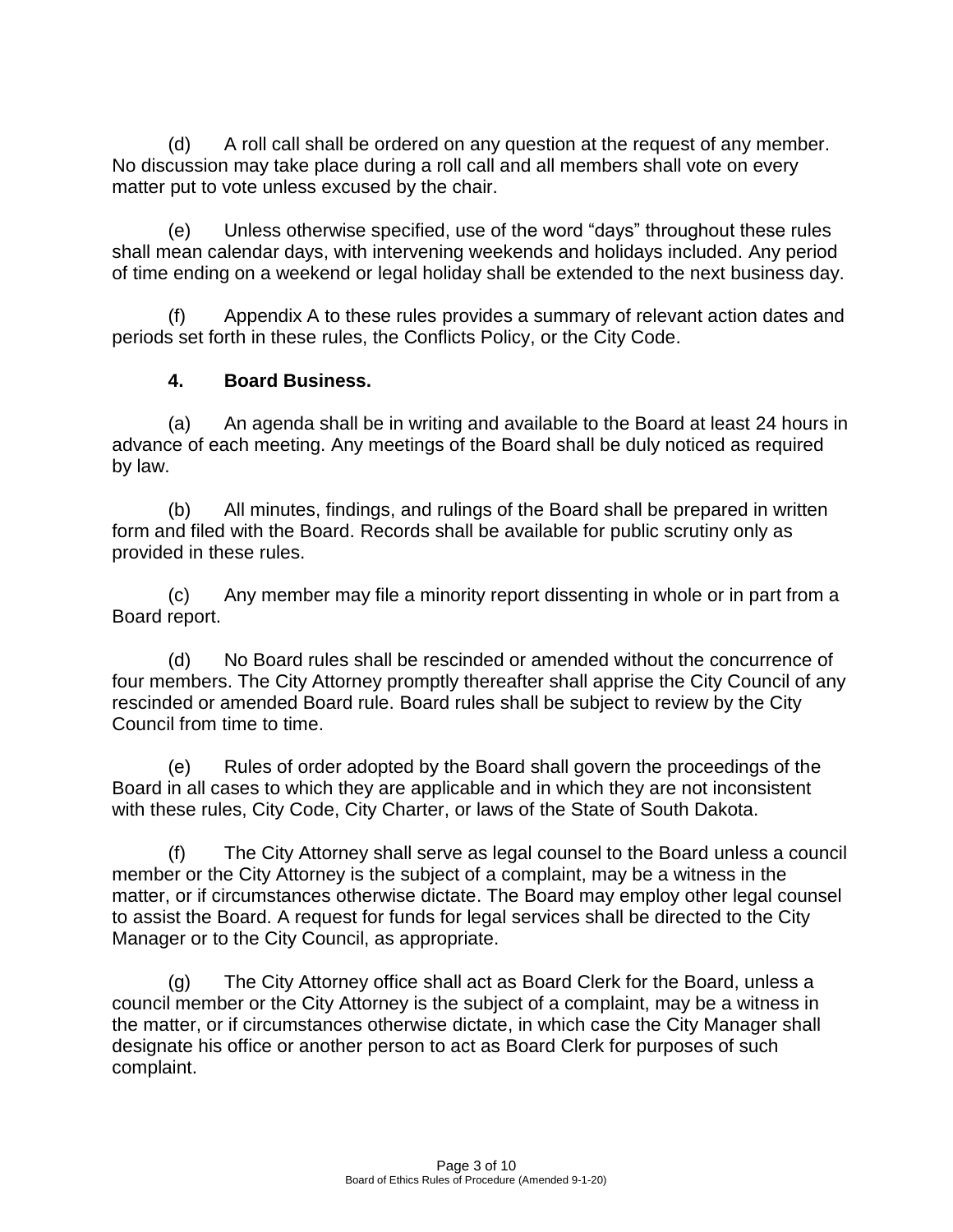(d) A roll call shall be ordered on any question at the request of any member. No discussion may take place during a roll call and all members shall vote on every matter put to vote unless excused by the chair.

(e) Unless otherwise specified, use of the word “days” throughout these rules shall mean calendar days, with intervening weekends and holidays included. Any period of time ending on a weekend or legal holiday shall be extended to the next business day.

(f) Appendix A to these rules provides a summary of relevant action dates and periods set forth in these rules, the Conflicts Policy, or the City Code.

**4. Board Business.**

(a) An agenda shall be in writing and available to the Board at least 24 hours in advance of each meeting. Any meetings of the Board shall be duly noticed as required by law.

(b) All minutes, findings, and rulings of the Board shall be prepared in written form and filed with the Board. Records shall be available for public scrutiny only as provided in these rules.

(c) Any member may file a minority report dissenting in whole or in part from a Board report.

(d) No Board rules shall be rescinded or amended without the concurrence of four members. The City Attorney promptly thereafter shall apprise the City Council of any rescinded or amended Board rule. Board rules shall be subject to review by the City Council from time to time.

(e) Rules of order adopted by the Board shall govern the proceedings of the Board in all cases to which they are applicable and in which they are not inconsistent with these rules, City Code, City Charter, or laws of the State of South Dakota.

(f) The City Attorney shall serve as legal counsel to the Board unless a council member or the City Attorney is the subject of a complaint, may be a witness in the matter, or if circumstances otherwise dictate. The Board may employ other legal counsel to assist the Board. A request for funds for legal services shall be directed to the City Manager or to the City Council, as appropriate.

(g) The City Attorney office shall act as Board Clerk for the Board, unless a council member or the City Attorney is the subject of a complaint, may be a witness in the matter, or if circumstances otherwise dictate, in which case the City Manager shall designate his office or another person to act as Board Clerk for purposes of such complaint.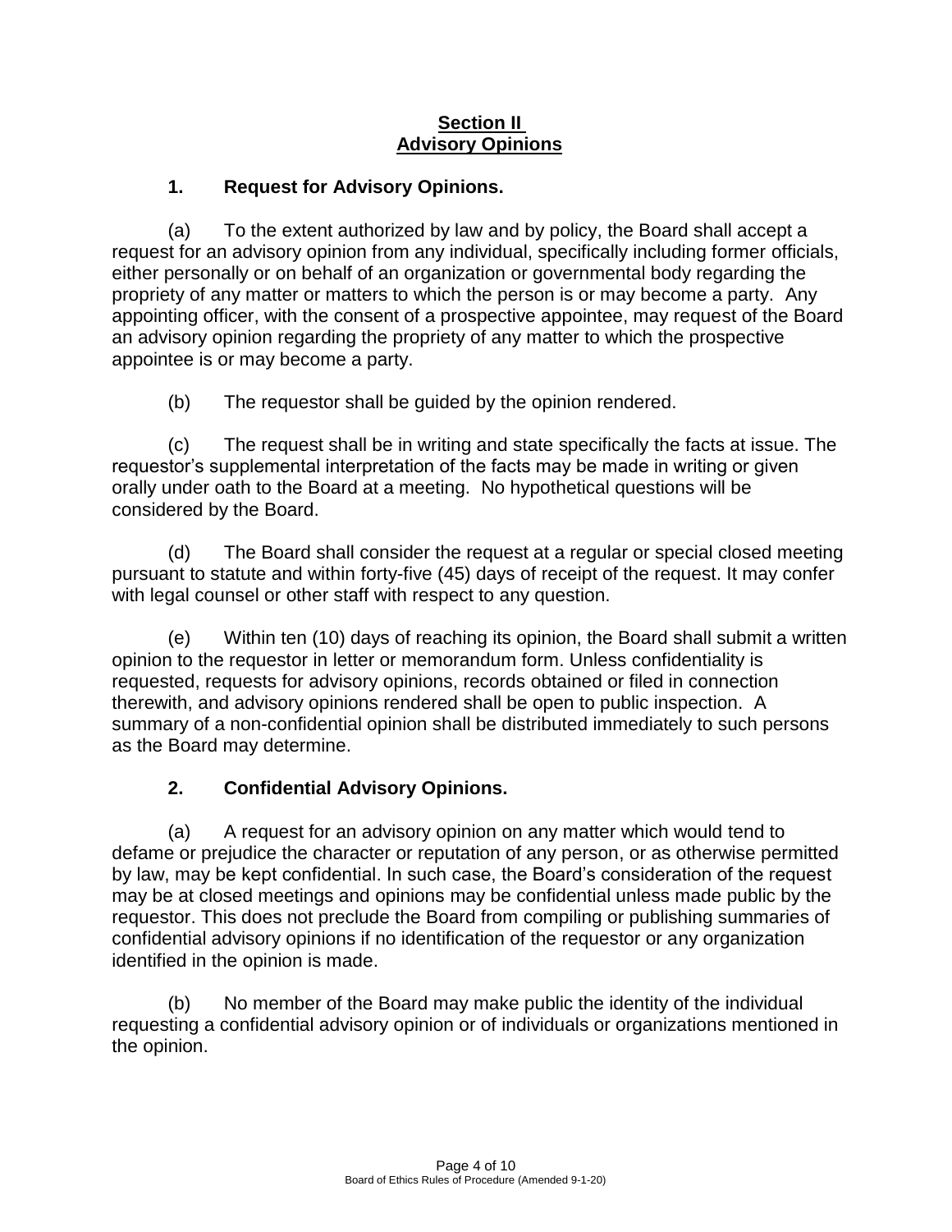## Section II
## Advisory Opinions

### 1. Request for Advisory Opinions.

(a) To the extent authorized by law and by policy, the Board shall accept a request for an advisory opinion from any individual, specifically including former officials, either personally or on behalf of an organization or governmental body regarding the propriety of any matter or matters to which the person is or may become a party. Any appointing officer, with the consent of a prospective appointee, may request of the Board an advisory opinion regarding the propriety of any matter to which the prospective appointee is or may become a party.

(b) The requestor shall be guided by the opinion rendered.

(c) The request shall be in writing and state specifically the facts at issue. The requestor's supplemental interpretation of the facts may be made in writing or given orally under oath to the Board at a meeting. No hypothetical questions will be considered by the Board.

(d) The Board shall consider the request at a regular or special closed meeting pursuant to statute and within forty-five (45) days of receipt of the request. It may confer with legal counsel or other staff with respect to any question.

(e) Within ten (10) days of reaching its opinion, the Board shall submit a written opinion to the requestor in letter or memorandum form. Unless confidentiality is requested, requests for advisory opinions, records obtained or filed in connection therewith, and advisory opinions rendered shall be open to public inspection. A summary of a non-confidential opinion shall be distributed immediately to such persons as the Board may determine.

### 2. Confidential Advisory Opinions.

(a) A request for an advisory opinion on any matter which would tend to defame or prejudice the character or reputation of any person, or as otherwise permitted by law, may be kept confidential. In such case, the Board's consideration of the request may be at closed meetings and opinions may be confidential unless made public by the requestor. This does not preclude the Board from compiling or publishing summaries of confidential advisory opinions if no identification of the requestor or any organization identified in the opinion is made.

(b) No member of the Board may make public the identity of the individual requesting a confidential advisory opinion or of individuals or organizations mentioned in the opinion.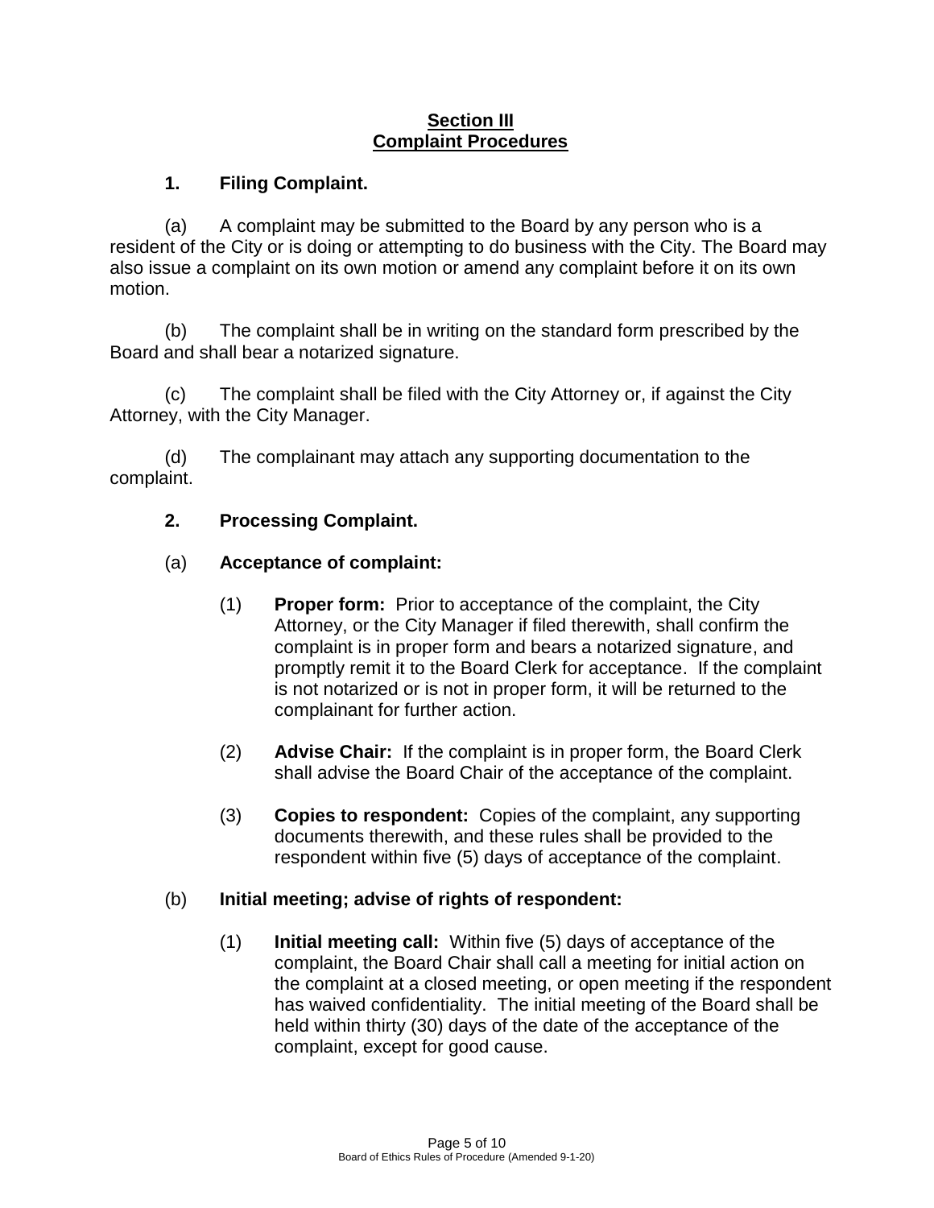## Section III
## Complaint Procedures

### 1. Filing Complaint.

(a) A complaint may be submitted to the Board by any person who is a resident of the City or is doing or attempting to do business with the City. The Board may also issue a complaint on its own motion or amend any complaint before it on its own motion.

(b) The complaint shall be in writing on the standard form prescribed by the Board and shall bear a notarized signature.

(c) The complaint shall be filed with the City Attorney or, if against the City Attorney, with the City Manager.

(d) The complainant may attach any supporting documentation to the complaint.

### 2. Processing Complaint.

(a) **Acceptance of complaint:**

(1) **Proper form:** Prior to acceptance of the complaint, the City Attorney, or the City Manager if filed therewith, shall confirm the complaint is in proper form and bears a notarized signature, and promptly remit it to the Board Clerk for acceptance. If the complaint is not notarized or is not in proper form, it will be returned to the complainant for further action.

(2) **Advise Chair:** If the complaint is in proper form, the Board Clerk shall advise the Board Chair of the acceptance of the complaint.

(3) **Copies to respondent:** Copies of the complaint, any supporting documents therewith, and these rules shall be provided to the respondent within five (5) days of acceptance of the complaint.

(b) **Initial meeting; advise of rights of respondent:**

(1) **Initial meeting call:** Within five (5) days of acceptance of the complaint, the Board Chair shall call a meeting for initial action on the complaint at a closed meeting, or open meeting if the respondent has waived confidentiality. The initial meeting of the Board shall be held within thirty (30) days of the date of the acceptance of the complaint, except for good cause.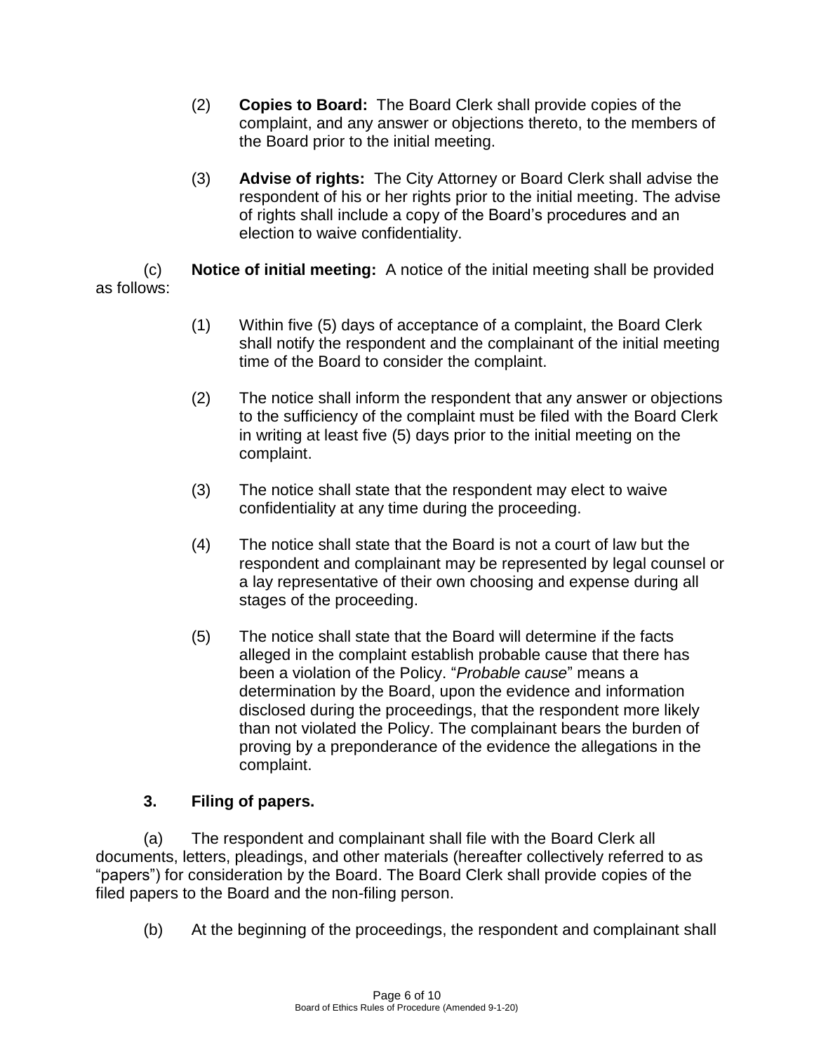(2) **Copies to Board:** The Board Clerk shall provide copies of the complaint, and any answer or objections thereto, to the members of the Board prior to the initial meeting.

(3) **Advise of rights:** The City Attorney or Board Clerk shall advise the respondent of his or her rights prior to the initial meeting. The advise of rights shall include a copy of the Board's procedures and an election to waive confidentiality.

(c) **Notice of initial meeting:** A notice of the initial meeting shall be provided as follows:

(1) Within five (5) days of acceptance of a complaint, the Board Clerk shall notify the respondent and the complainant of the initial meeting time of the Board to consider the complaint.

(2) The notice shall inform the respondent that any answer or objections to the sufficiency of the complaint must be filed with the Board Clerk in writing at least five (5) days prior to the initial meeting on the complaint.

(3) The notice shall state that the respondent may elect to waive confidentiality at any time during the proceeding.

(4) The notice shall state that the Board is not a court of law but the respondent and complainant may be represented by legal counsel or a lay representative of their own choosing and expense during all stages of the proceeding.

(5) The notice shall state that the Board will determine if the facts alleged in the complaint establish probable cause that there has been a violation of the Policy. "*Probable cause*" means a determination by the Board, upon the evidence and information disclosed during the proceedings, that the respondent more likely than not violated the Policy. The complainant bears the burden of proving by a preponderance of the evidence the allegations in the complaint.

### 3. Filing of papers.

(a) The respondent and complainant shall file with the Board Clerk all documents, letters, pleadings, and other materials (hereafter collectively referred to as "papers") for consideration by the Board. The Board Clerk shall provide copies of the filed papers to the Board and the non-filing person.

(b) At the beginning of the proceedings, the respondent and complainant shall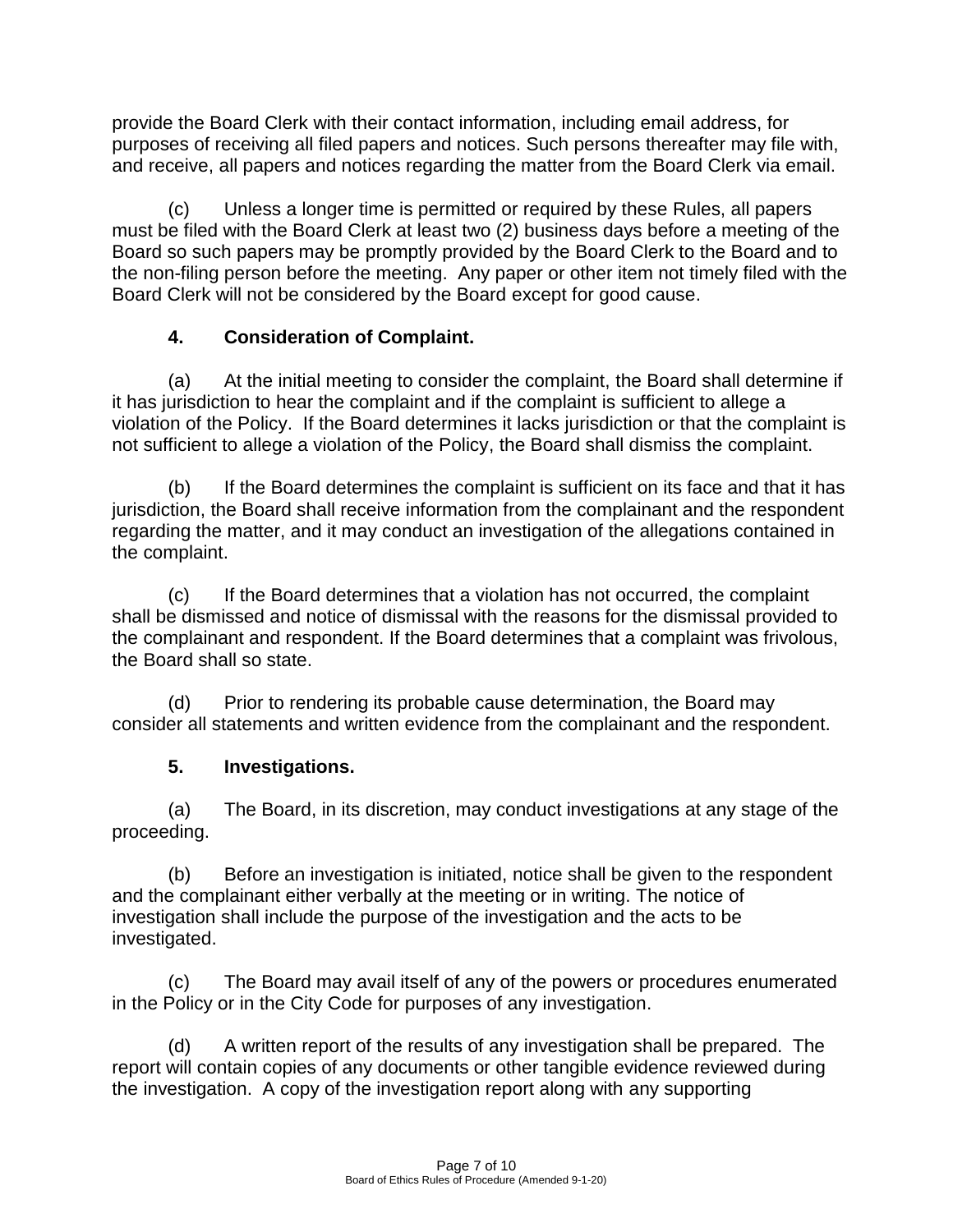provide the Board Clerk with their contact information, including email address, for purposes of receiving all filed papers and notices. Such persons thereafter may file with, and receive, all papers and notices regarding the matter from the Board Clerk via email.

(c) Unless a longer time is permitted or required by these Rules, all papers must be filed with the Board Clerk at least two (2) business days before a meeting of the Board so such papers may be promptly provided by the Board Clerk to the Board and to the non-filing person before the meeting. Any paper or other item not timely filed with the Board Clerk will not be considered by the Board except for good cause.

**4. Consideration of Complaint.**

(a) At the initial meeting to consider the complaint, the Board shall determine if it has jurisdiction to hear the complaint and if the complaint is sufficient to allege a violation of the Policy. If the Board determines it lacks jurisdiction or that the complaint is not sufficient to allege a violation of the Policy, the Board shall dismiss the complaint.

(b) If the Board determines the complaint is sufficient on its face and that it has jurisdiction, the Board shall receive information from the complainant and the respondent regarding the matter, and it may conduct an investigation of the allegations contained in the complaint.

(c) If the Board determines that a violation has not occurred, the complaint shall be dismissed and notice of dismissal with the reasons for the dismissal provided to the complainant and respondent. If the Board determines that a complaint was frivolous, the Board shall so state.

(d) Prior to rendering its probable cause determination, the Board may consider all statements and written evidence from the complainant and the respondent.

**5. Investigations.**

(a) The Board, in its discretion, may conduct investigations at any stage of the proceeding.

(b) Before an investigation is initiated, notice shall be given to the respondent and the complainant either verbally at the meeting or in writing. The notice of investigation shall include the purpose of the investigation and the acts to be investigated.

(c) The Board may avail itself of any of the powers or procedures enumerated in the Policy or in the City Code for purposes of any investigation.

(d) A written report of the results of any investigation shall be prepared. The report will contain copies of any documents or other tangible evidence reviewed during the investigation. A copy of the investigation report along with any supporting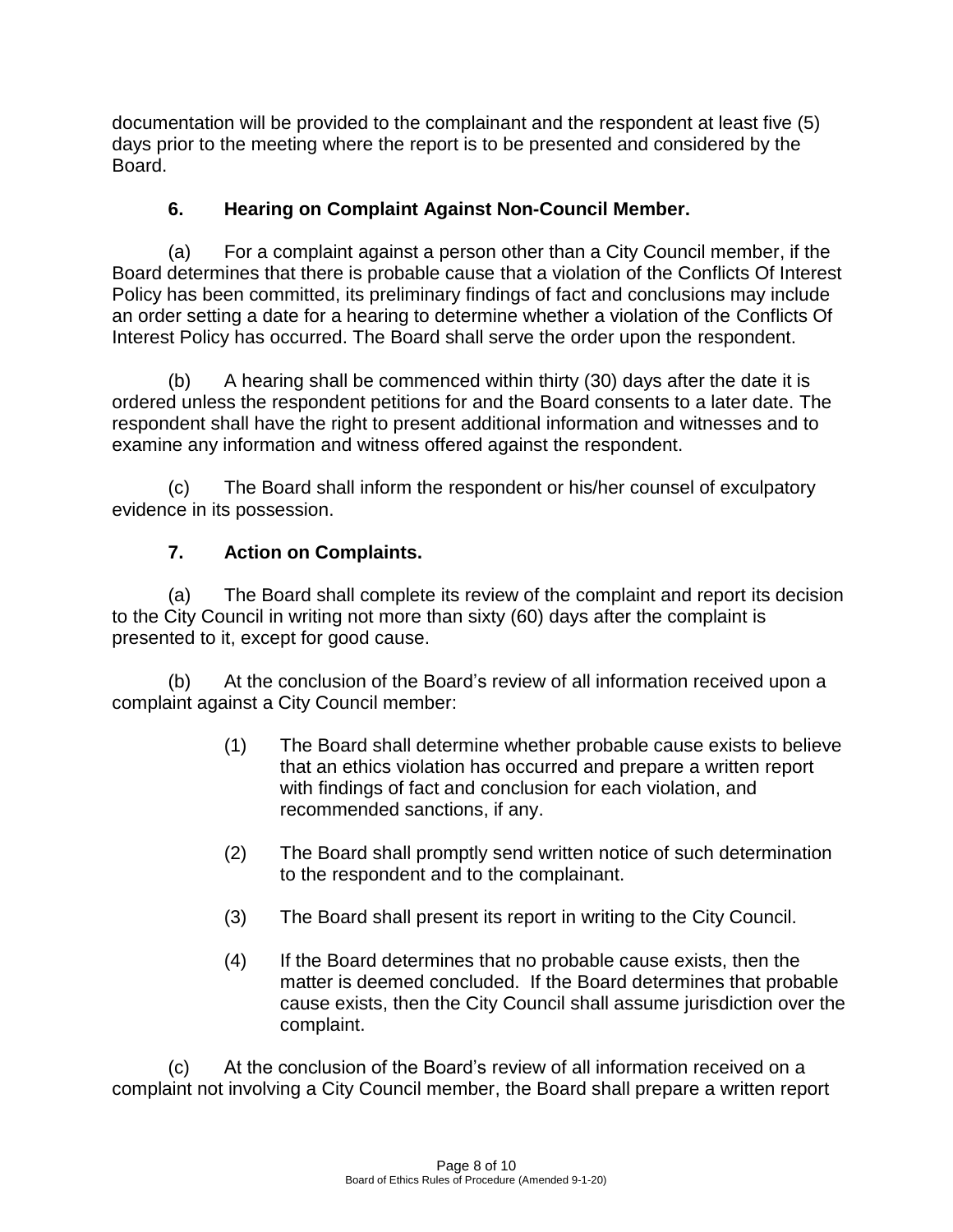documentation will be provided to the complainant and the respondent at least five (5) days prior to the meeting where the report is to be presented and considered by the Board.

**6. Hearing on Complaint Against Non-Council Member.**

(a) For a complaint against a person other than a City Council member, if the Board determines that there is probable cause that a violation of the Conflicts Of Interest Policy has been committed, its preliminary findings of fact and conclusions may include an order setting a date for a hearing to determine whether a violation of the Conflicts Of Interest Policy has occurred. The Board shall serve the order upon the respondent.

(b) A hearing shall be commenced within thirty (30) days after the date it is ordered unless the respondent petitions for and the Board consents to a later date. The respondent shall have the right to present additional information and witnesses and to examine any information and witness offered against the respondent.

(c) The Board shall inform the respondent or his/her counsel of exculpatory evidence in its possession.

**7. Action on Complaints.**

(a) The Board shall complete its review of the complaint and report its decision to the City Council in writing not more than sixty (60) days after the complaint is presented to it, except for good cause.

(b) At the conclusion of the Board's review of all information received upon a complaint against a City Council member:

(1) The Board shall determine whether probable cause exists to believe that an ethics violation has occurred and prepare a written report with findings of fact and conclusion for each violation, and recommended sanctions, if any.

(2) The Board shall promptly send written notice of such determination to the respondent and to the complainant.

(3) The Board shall present its report in writing to the City Council.

(4) If the Board determines that no probable cause exists, then the matter is deemed concluded. If the Board determines that probable cause exists, then the City Council shall assume jurisdiction over the complaint.

(c) At the conclusion of the Board's review of all information received on a complaint not involving a City Council member, the Board shall prepare a written report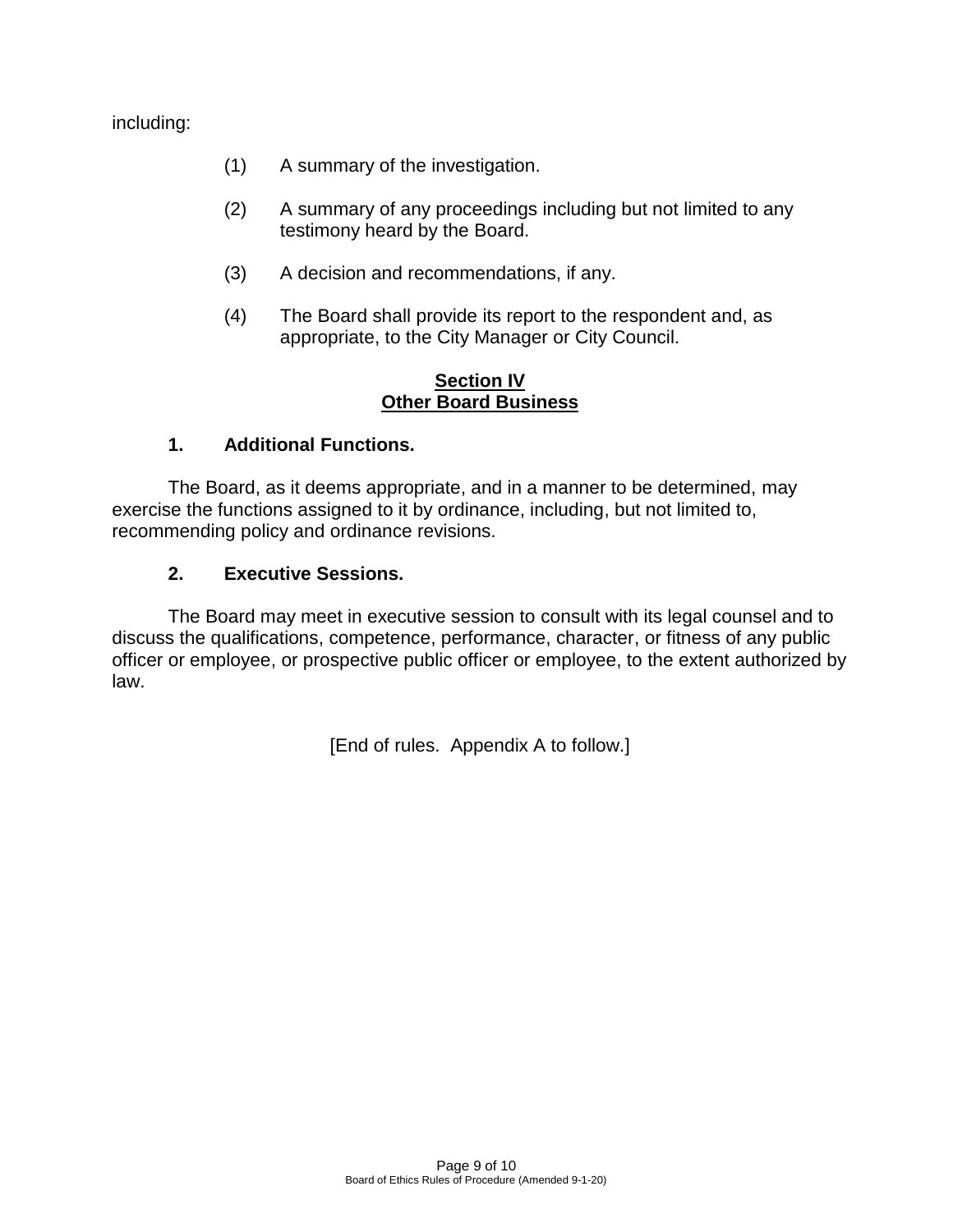including:

(1) A summary of the investigation.

(2) A summary of any proceedings including but not limited to any testimony heard by the Board.

(3) A decision and recommendations, if any.

(4) The Board shall provide its report to the respondent and, as appropriate, to the City Manager or City Council.

## Section IV
## Other Board Business

**1. Additional Functions.**

The Board, as it deems appropriate, and in a manner to be determined, may exercise the functions assigned to it by ordinance, including, but not limited to, recommending policy and ordinance revisions.

**2. Executive Sessions.**

The Board may meet in executive session to consult with its legal counsel and to discuss the qualifications, competence, performance, character, or fitness of any public officer or employee, or prospective public officer or employee, to the extent authorized by law.

[End of rules. Appendix A to follow.]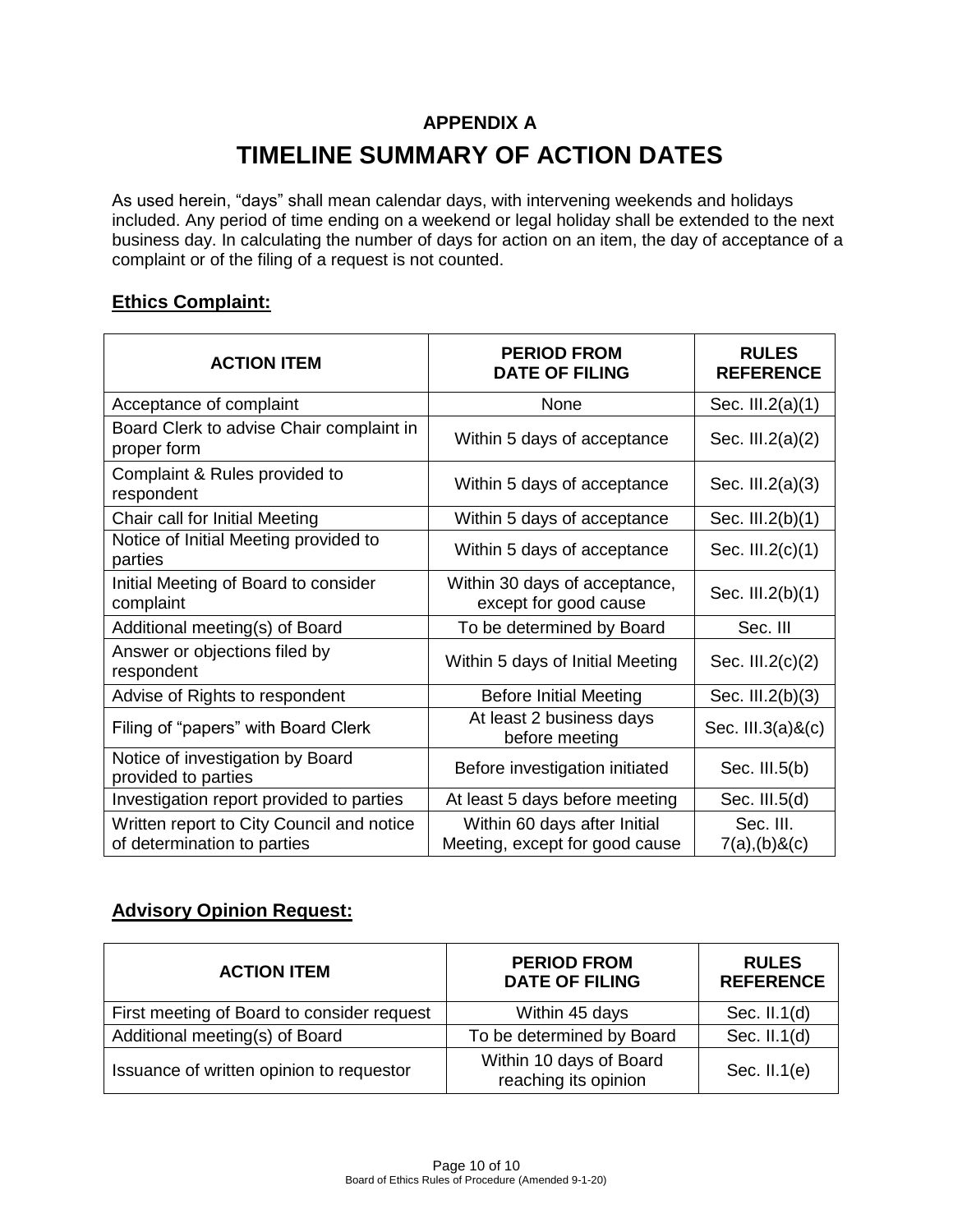# APPENDIX A

# TIMELINE SUMMARY OF ACTION DATES

As used herein, "days" shall mean calendar days, with intervening weekends and holidays included. Any period of time ending on a weekend or legal holiday shall be extended to the next business day. In calculating the number of days for action on an item, the day of acceptance of a complaint or of the filing of a request is not counted.

## Ethics Complaint:

| ACTION ITEM | PERIOD FROM DATE OF FILING | RULES REFERENCE |
|---|---|---|
| Acceptance of complaint | None | Sec. III.2(a)(1) |
| Board Clerk to advise Chair complaint in proper form | Within 5 days of acceptance | Sec. III.2(a)(2) |
| Complaint & Rules provided to respondent | Within 5 days of acceptance | Sec. III.2(a)(3) |
| Chair call for Initial Meeting | Within 5 days of acceptance | Sec. III.2(b)(1) |
| Notice of Initial Meeting provided to parties | Within 5 days of acceptance | Sec. III.2(c)(1) |
| Initial Meeting of Board to consider complaint | Within 30 days of acceptance, except for good cause | Sec. III.2(b)(1) |
| Additional meeting(s) of Board | To be determined by Board | Sec. III |
| Answer or objections filed by respondent | Within 5 days of Initial Meeting | Sec. III.2(c)(2) |
| Advise of Rights to respondent | Before Initial Meeting | Sec. III.2(b)(3) |
| Filing of "papers" with Board Clerk | At least 2 business days before meeting | Sec. III.3(a)&(c) |
| Notice of investigation by Board provided to parties | Before investigation initiated | Sec. III.5(b) |
| Investigation report provided to parties | At least 5 days before meeting | Sec. III.5(d) |
| Written report to City Council and notice of determination to parties | Within 60 days after Initial Meeting, except for good cause | Sec. III. 7(a),(b)&(c) |

## Advisory Opinion Request:

| ACTION ITEM | PERIOD FROM DATE OF FILING | RULES REFERENCE |
|---|---|---|
| First meeting of Board to consider request | Within 45 days | Sec. II.1(d) |
| Additional meeting(s) of Board | To be determined by Board | Sec. II.1(d) |
| Issuance of written opinion to requestor | Within 10 days of Board reaching its opinion | Sec. II.1(e) |